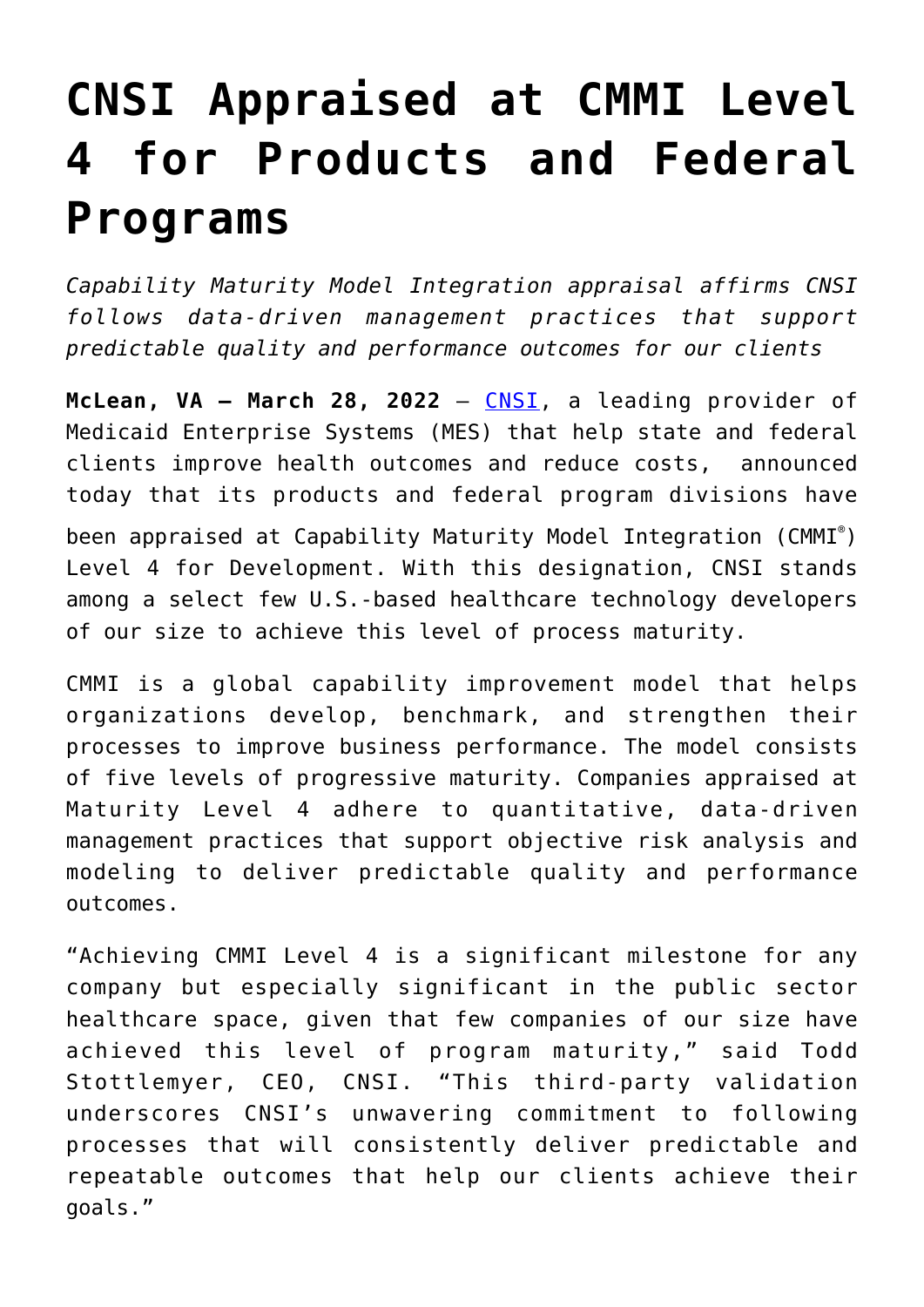# CNSI Appraised at CMMI Level 4 for Products and Federal Programs

*Capability Maturity Model Integration appraisal affirms CNSI follows data-driven management practices that support predictable quality and performance outcomes for our clients*

**McLean, VA – March 28, 2022** – CNSI, a leading provider of Medicaid Enterprise Systems (MES) that help state and federal clients improve health outcomes and reduce costs, announced today that its products and federal program divisions have been appraised at Capability Maturity Model Integration (CMMI®) Level 4 for Development. With this designation, CNSI stands among a select few U.S.-based healthcare technology developers of our size to achieve this level of process maturity.

CMMI is a global capability improvement model that helps organizations develop, benchmark, and strengthen their processes to improve business performance. The model consists of five levels of progressive maturity. Companies appraised at Maturity Level 4 adhere to quantitative, data-driven management practices that support objective risk analysis and modeling to deliver predictable quality and performance outcomes.

"Achieving CMMI Level 4 is a significant milestone for any company but especially significant in the public sector healthcare space, given that few companies of our size have achieved this level of program maturity," said Todd Stottlemyer, CEO, CNSI. "This third-party validation underscores CNSI's unwavering commitment to following processes that will consistently deliver predictable and repeatable outcomes that help our clients achieve their goals."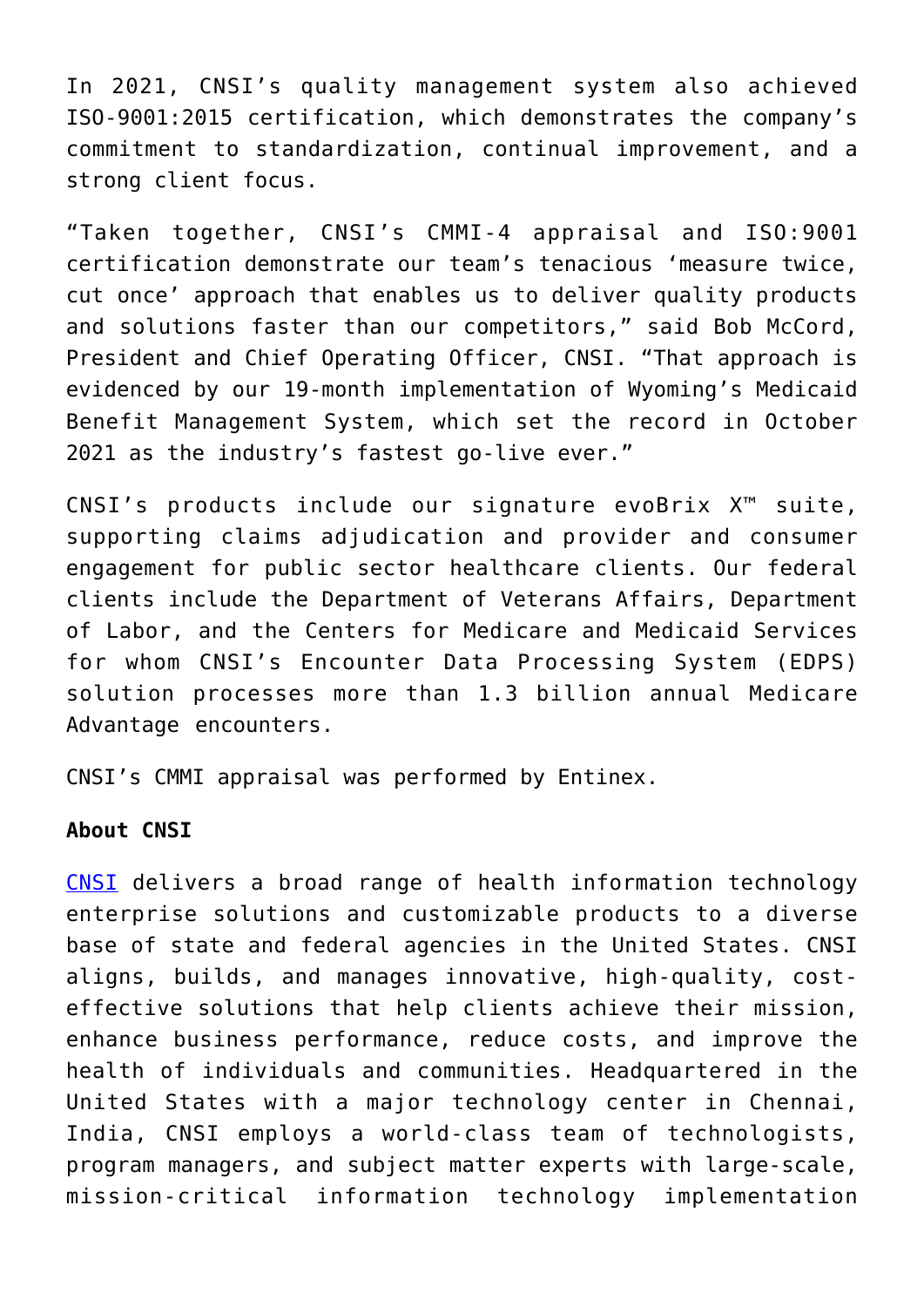In 2021, CNSI's quality management system also achieved ISO-9001:2015 certification, which demonstrates the company's commitment to standardization, continual improvement, and a strong client focus.

"Taken together, CNSI's CMMI-4 appraisal and ISO:9001 certification demonstrate our team's tenacious 'measure twice, cut once' approach that enables us to deliver quality products and solutions faster than our competitors," said Bob McCord, President and Chief Operating Officer, CNSI. "That approach is evidenced by our 19-month implementation of Wyoming's Medicaid Benefit Management System, which set the record in October 2021 as the industry's fastest go-live ever."

CNSI's products include our signature evoBrix X™ suite, supporting claims adjudication and provider and consumer engagement for public sector healthcare clients. Our federal clients include the Department of Veterans Affairs, Department of Labor, and the Centers for Medicare and Medicaid Services for whom CNSI's Encounter Data Processing System (EDPS) solution processes more than 1.3 billion annual Medicare Advantage encounters.

CNSI's CMMI appraisal was performed by Entinex.

**About CNSI**

CNSI delivers a broad range of health information technology enterprise solutions and customizable products to a diverse base of state and federal agencies in the United States. CNSI aligns, builds, and manages innovative, high-quality, cost-effective solutions that help clients achieve their mission, enhance business performance, reduce costs, and improve the health of individuals and communities. Headquartered in the United States with a major technology center in Chennai, India, CNSI employs a world-class team of technologists, program managers, and subject matter experts with large-scale, mission-critical information technology implementation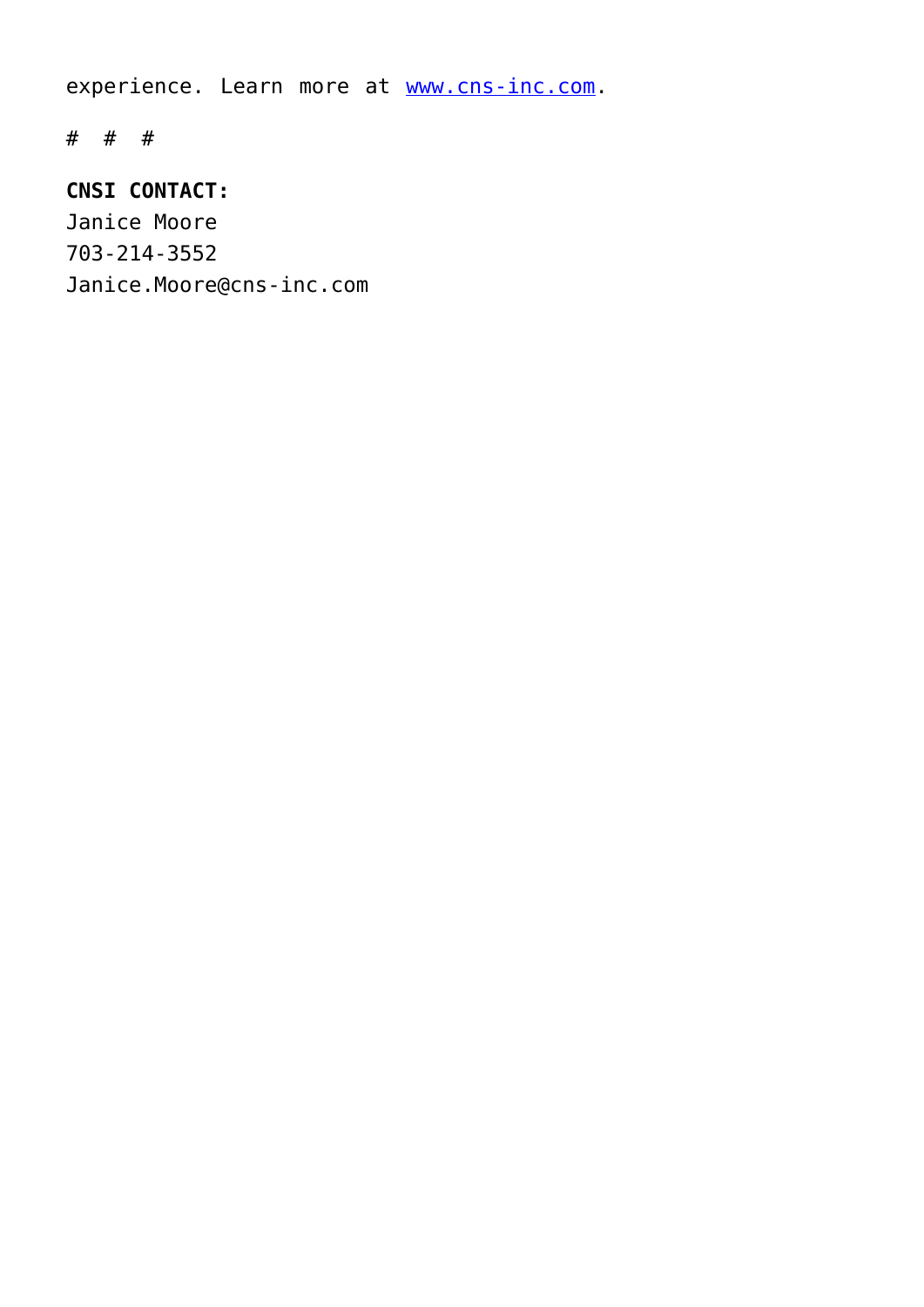experience. Learn more at [www.cns-inc.com](http://www.cns-inc.com).

# # #

**CNSI CONTACT:**
Janice Moore
703-214-3552
Janice.Moore@cns-inc.com